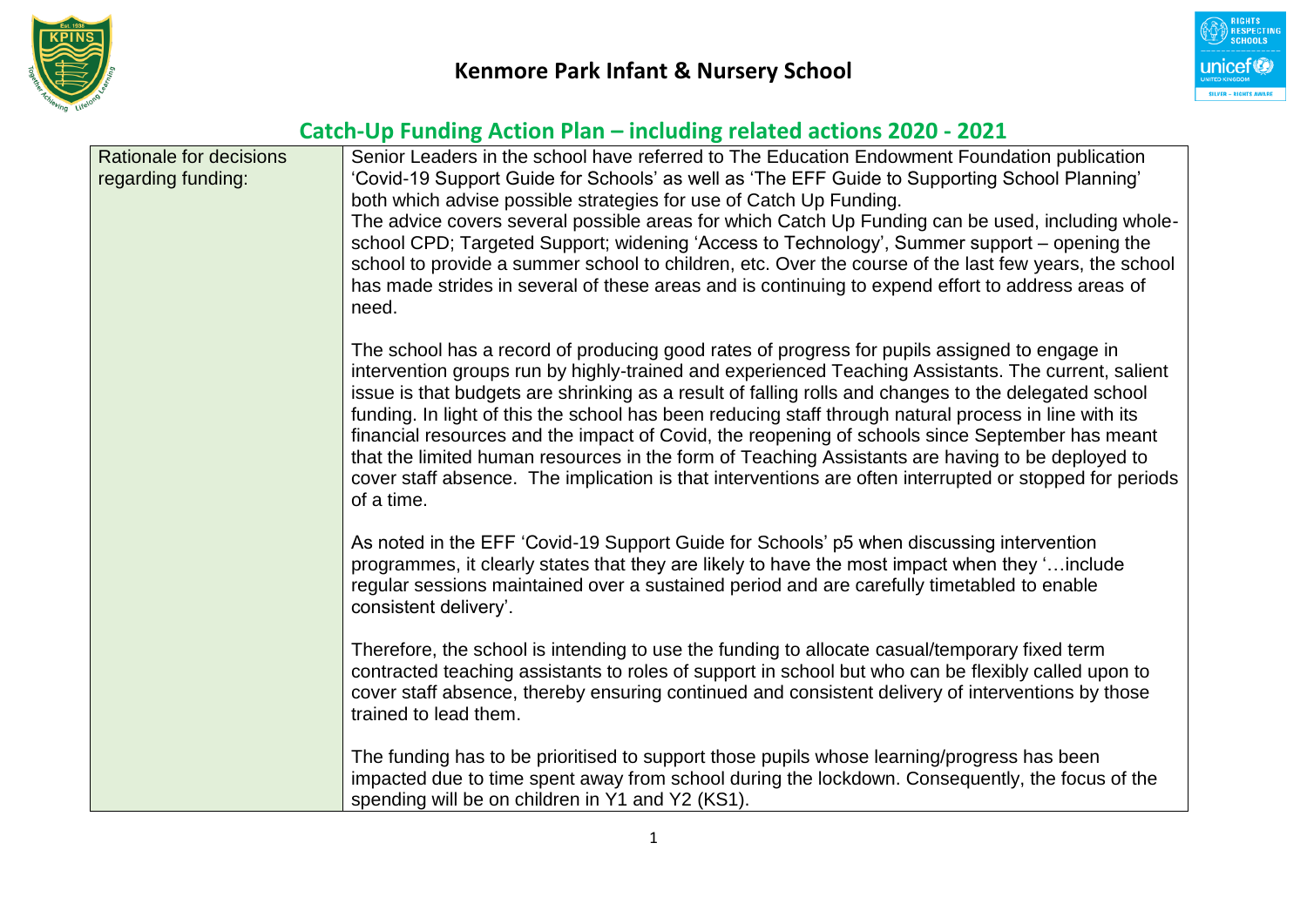# Kenmore Park Infant & Nursery School

## Catch-Up Funding Action Plan – including related actions 2020 - 2021

| Rationale for decisions regarding funding: | Senior Leaders in the school have referred to The Education Endowment Foundation publication 'Covid-19 Support Guide for Schools' as well as 'The EFF Guide to Supporting School Planning' both which advise possible strategies for use of Catch Up Funding.<br>The advice covers several possible areas for which Catch Up Funding can be used, including whole-school CPD; Targeted Support; widening 'Access to Technology', Summer support – opening the school to provide a summer school to children, etc. Over the course of the last few years, the school has made strides in several of these areas and is continuing to expend effort to address areas of need.<br><br>The school has a record of producing good rates of progress for pupils assigned to engage in intervention groups run by highly-trained and experienced Teaching Assistants. The current, salient issue is that budgets are shrinking as a result of falling rolls and changes to the delegated school funding. In light of this the school has been reducing staff through natural process in line with its financial resources and the impact of Covid, the reopening of schools since September has meant that the limited human resources in the form of Teaching Assistants are having to be deployed to cover staff absence. The implication is that interventions are often interrupted or stopped for periods of a time.<br><br>As noted in the EFF 'Covid-19 Support Guide for Schools' p5 when discussing intervention programmes, it clearly states that they are likely to have the most impact when they '…include regular sessions maintained over a sustained period and are carefully timetabled to enable consistent delivery'.<br><br>Therefore, the school is intending to use the funding to allocate casual/temporary fixed term contracted teaching assistants to roles of support in school but who can be flexibly called upon to cover staff absence, thereby ensuring continued and consistent delivery of interventions by those trained to lead them.<br><br>The funding has to be prioritised to support those pupils whose learning/progress has been impacted due to time spent away from school during the lockdown. Consequently, the focus of the spending will be on children in Y1 and Y2 (KS1). |
|---|---|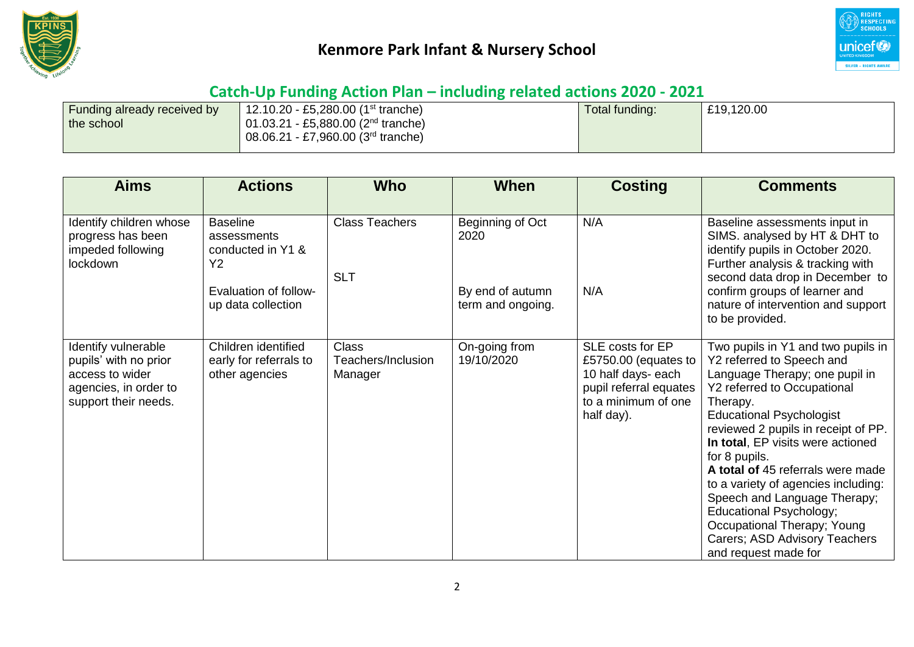## Kenmore Park Infant & Nursery School

### Catch-Up Funding Action Plan – including related actions 2020 - 2021

| Funding already received by the school | 12.10.20 - £5,280.00 (1st tranche)<br>01.03.21 - £5,880.00 (2nd tranche)<br>08.06.21 - £7,960.00 (3rd tranche) | Total funding: | £19,120.00 |
|---|---|---|---|

| Aims | Actions | Who | When | Costing | Comments |
|---|---|---|---|---|---|
| Identify children whose progress has been impeded following lockdown | Baseline assessments conducted in Y1 & Y2<br><br>Evaluation of follow-up data collection | Class Teachers<br><br>SLT | Beginning of Oct 2020<br><br>By end of autumn term and ongoing. | N/A<br><br>N/A | Baseline assessments input in SIMS. analysed by HT & DHT to identify pupils in October 2020. Further analysis & tracking with second data drop in December to confirm groups of learner and nature of intervention and support to be provided. |
| Identify vulnerable pupils' with no prior access to wider agencies, in order to support their needs. | Children identified early for referrals to other agencies | Class Teachers/Inclusion Manager | On-going from 19/10/2020 | SLE costs for EP £5750.00 (equates to 10 half days- each pupil referral equates to a minimum of one half day). | Two pupils in Y1 and two pupils in Y2 referred to Speech and Language Therapy; one pupil in Y2 referred to Occupational Therapy.<br>Educational Psychologist reviewed 2 pupils in receipt of PP.<br>**In total**, EP visits were actioned for 8 pupils.<br>**A total of** 45 referrals were made to a variety of agencies including: Speech and Language Therapy; Educational Psychology; Occupational Therapy; Young Carers; ASD Advisory Teachers and request made for |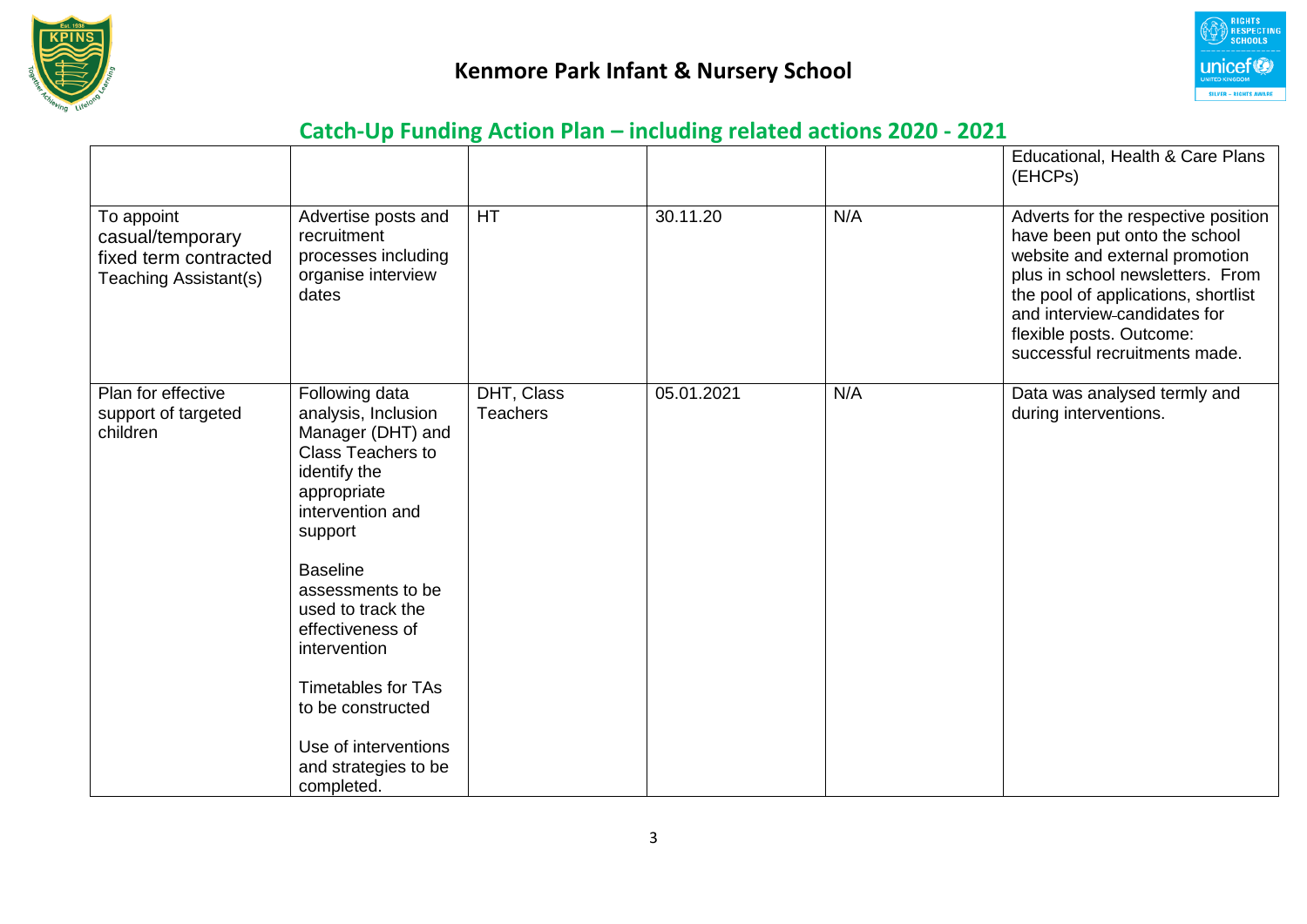# Kenmore Park Infant & Nursery School

## Catch-Up Funding Action Plan – including related actions 2020 - 2021

| | | | | | |
|---|---|---|---|---|---|
| | | | | | Educational, Health & Care Plans (EHCPs) |
| To appoint casual/temporary fixed term contracted Teaching Assistant(s) | Advertise posts and recruitment processes including organise interview dates | HT | 30.11.20 | N/A | Adverts for the respective position have been put onto the school website and external promotion plus in school newsletters. From the pool of applications, shortlist and interview candidates for flexible posts. Outcome: successful recruitments made. |
| Plan for effective support of targeted children | Following data analysis, Inclusion Manager (DHT) and Class Teachers to identify the appropriate intervention and support<br><br>Baseline assessments to be used to track the effectiveness of intervention<br><br>Timetables for TAs to be constructed<br><br>Use of interventions and strategies to be completed. | DHT, Class Teachers | 05.01.2021 | N/A | Data was analysed termly and during interventions. |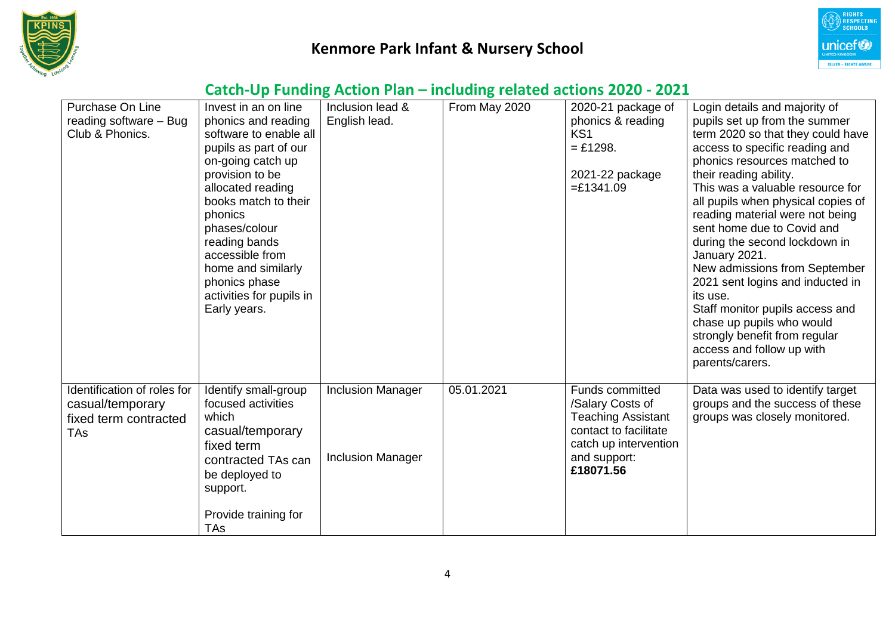# Kenmore Park Infant & Nursery School

## Catch-Up Funding Action Plan – including related actions 2020 - 2021

| | | | | | |
|---|---|---|---|---|---|
| Purchase On Line reading software – Bug Club & Phonics. | Invest in an on line phonics and reading software to enable all pupils as part of our on-going catch up provision to be allocated reading books match to their phonics phases/colour reading bands accessible from home and similarly phonics phase activities for pupils in Early years. | Inclusion lead & English lead. | From May 2020 | 2020-21 package of phonics & reading KS1 = £1298.<br><br>2021-22 package =£1341.09 | Login details and majority of pupils set up from the summer term 2020 so that they could have access to specific reading and phonics resources matched to their reading ability.<br>This was a valuable resource for all pupils when physical copies of reading material were not being sent home due to Covid and during the second lockdown in January 2021.<br>New admissions from September 2021 sent logins and inducted in its use.<br>Staff monitor pupils access and chase up pupils who would strongly benefit from regular access and follow up with parents/carers. |
| Identification of roles for casual/temporary fixed term contracted TAs | Identify small-group focused activities which casual/temporary fixed term contracted TAs can be deployed to support.<br><br>Provide training for TAs | Inclusion Manager<br><br>Inclusion Manager | 05.01.2021 | Funds committed /Salary Costs of Teaching Assistant contact to facilitate catch up intervention and support: **£18071.56** | Data was used to identify target groups and the success of these groups was closely monitored. |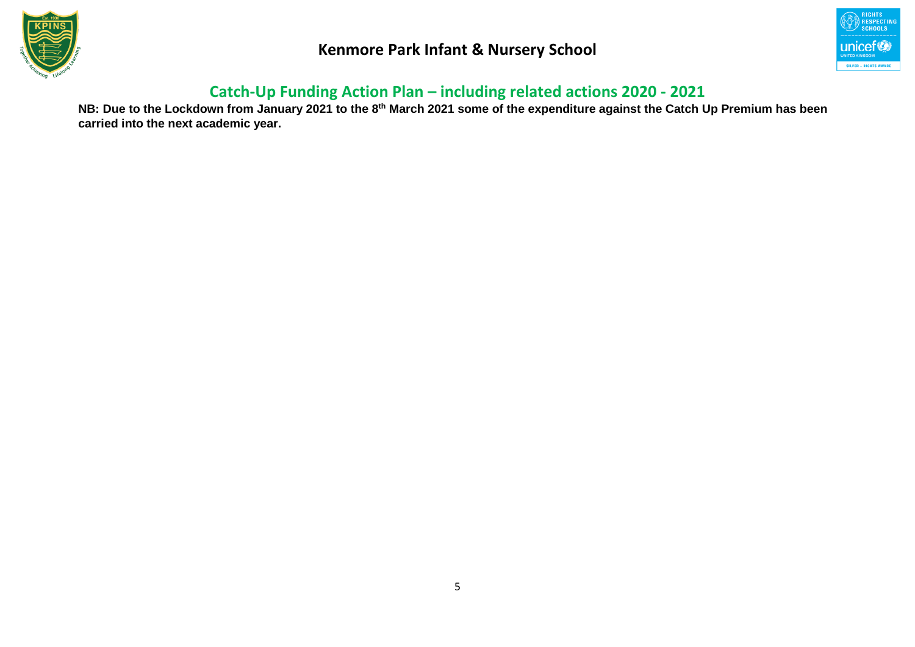# Kenmore Park Infant & Nursery School

## Catch-Up Funding Action Plan – including related actions 2020 - 2021

**NB: Due to the Lockdown from January 2021 to the 8th March 2021 some of the expenditure against the Catch Up Premium has been carried into the next academic year.**